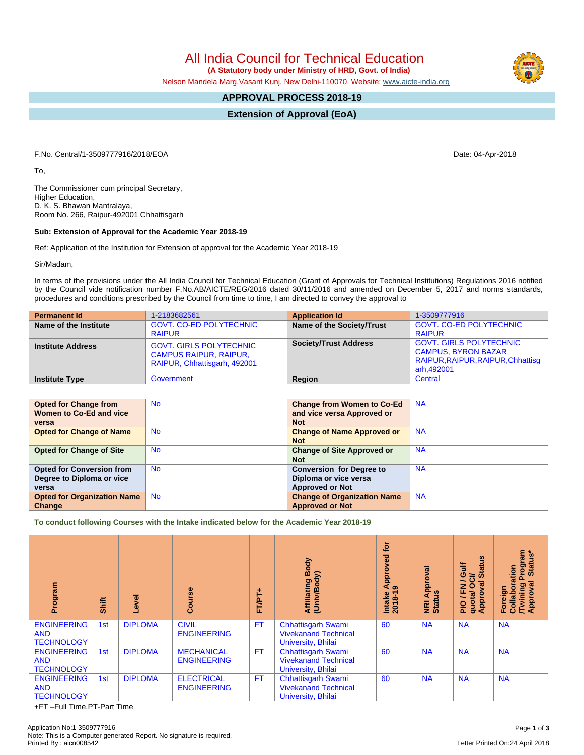# All India Council for Technical Education

**(A Statutory body under Ministry of HRD, Govt. of India)**

Nelson Mandela Marg,Vasant Kunj, New Delhi-110070 Website: www.aicte-india.org

## APPROVAL PROCESS 2018-19

## Extension of Approval (EoA)

F.No. Central/1-3509777916/2018/EOA

Date: 04-Apr-2018

To,

The Commissioner cum principal Secretary,
Higher Education,
D. K. S. Bhawan Mantralaya,
Room No. 266, Raipur-492001 Chhattisgarh

**Sub: Extension of Approval for the Academic Year 2018-19**

Ref: Application of the Institution for Extension of approval for the Academic Year 2018-19

Sir/Madam,

In terms of the provisions under the All India Council for Technical Education (Grant of Approvals for Technical Institutions) Regulations 2016 notified by the Council vide notification number F.No.AB/AICTE/REG/2016 dated 30/11/2016 and amended on December 5, 2017 and norms standards, procedures and conditions prescribed by the Council from time to time, I am directed to convey the approval to

| **Permanent Id** | 1-2183682561 | **Application Id** | 1-3509777916 |
|---|---|---|---|
| **Name of the Institute** | GOVT. CO-ED POLYTECHNIC RAIPUR | **Name of the Society/Trust** | GOVT. CO-ED POLYTECHNIC RAIPUR |
| **Institute Address** | GOVT. GIRLS POLYTECHNIC CAMPUS RAIPUR, RAIPUR, RAIPUR, Chhattisgarh, 492001 | **Society/Trust Address** | GOVT. GIRLS POLYTECHNIC CAMPUS, BYRON BAZAR RAIPUR,RAIPUR,RAIPUR,Chhattisgarh,492001 |
| **Institute Type** | Government | **Region** | Central |

| **Opted for Change from Women to Co-Ed and vice versa** | No | **Change from Women to Co-Ed and vice versa Approved or Not** | NA |
|---|---|---|---|
| **Opted for Change of Name** | No | **Change of Name Approved or Not** | NA |
| **Opted for Change of Site** | No | **Change of Site Approved or Not** | NA |
| **Opted for Conversion from Degree to Diploma or vice versa** | No | **Conversion for Degree to Diploma or vice versa Approved or Not** | NA |
| **Opted for Organization Name Change** | No | **Change of Organization Name Approved or Not** | NA |

**To conduct following Courses with the Intake indicated below for the Academic Year 2018-19**

| Program | Shift | Level | Course | FT/PT+ | Affiliating Body (Univ/Body) | Intake Approved for 2018-19 | NRI Approval Status | PIO / FN / Gulf quota/ OCI/ Approval Status | Foreign Collaboration /Twining Program Approval Status* |
|---|---|---|---|---|---|---|---|---|---|
| ENGINEERING AND TECHNOLOGY | 1st | DIPLOMA | CIVIL ENGINEERING | FT | Chhattisgarh Swami Vivekanand Technical University, Bhilai | 60 | NA | NA | NA |
| ENGINEERING AND TECHNOLOGY | 1st | DIPLOMA | MECHANICAL ENGINEERING | FT | Chhattisgarh Swami Vivekanand Technical University, Bhilai | 60 | NA | NA | NA |
| ENGINEERING AND TECHNOLOGY | 1st | DIPLOMA | ELECTRICAL ENGINEERING | FT | Chhattisgarh Swami Vivekanand Technical University, Bhilai | 60 | NA | NA | NA |

+FT –Full Time,PT-Part Time

Application No:1-3509777916
Note: This is a Computer generated Report. No signature is required.
Printed By : aicn008542

Letter Printed On:24 April 2018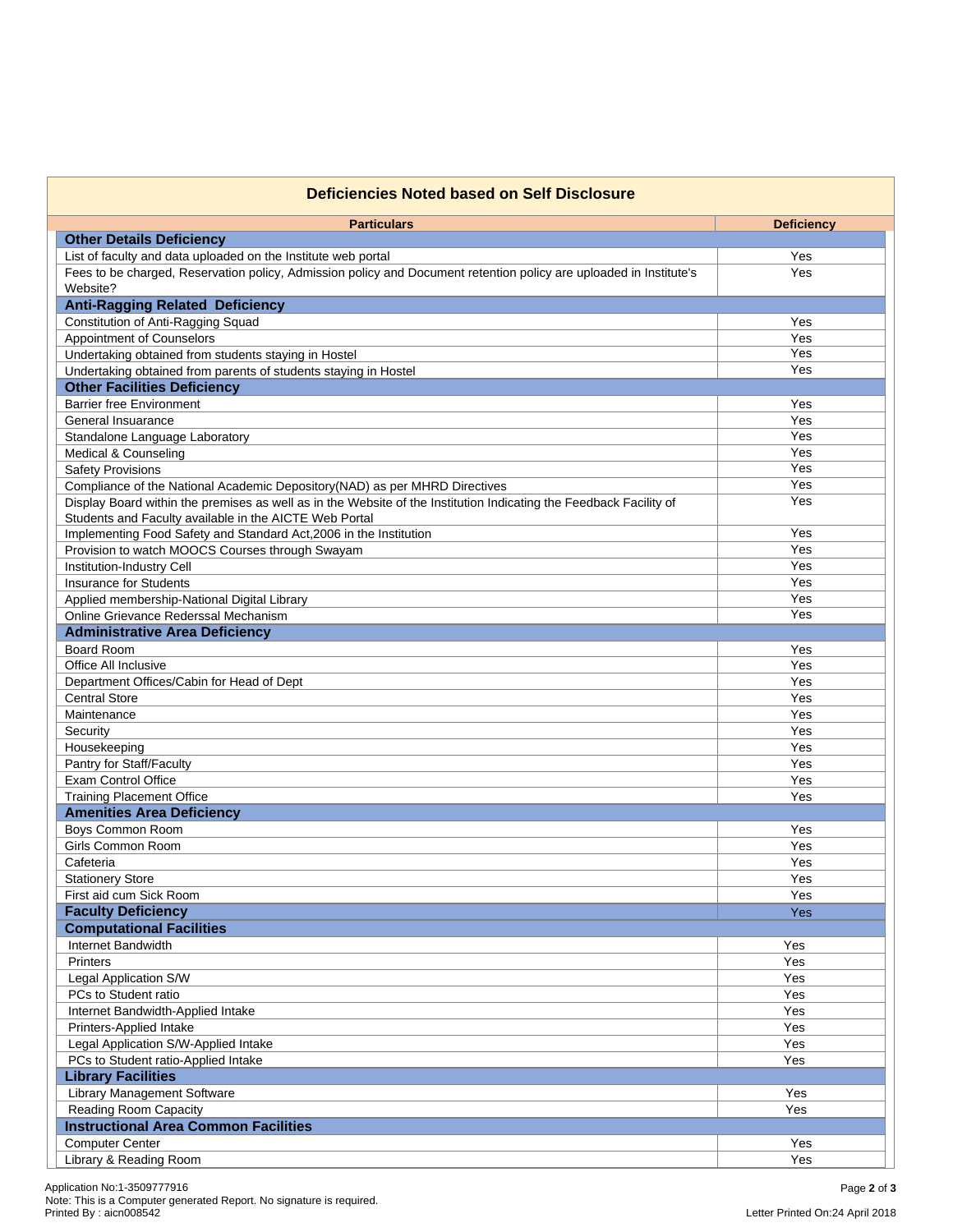## Deficiencies Noted based on Self Disclosure

| Particulars | Deficiency |
|---|---|
| **Other Details Deficiency** | |
| List of faculty and data uploaded on the Institute web portal | Yes |
| Fees to be charged, Reservation policy, Admission policy and Document retention policy are uploaded in Institute's Website? | Yes |
| **Anti-Ragging Related Deficiency** | |
| Constitution of Anti-Ragging Squad | Yes |
| Appointment of Counselors | Yes |
| Undertaking obtained from students staying in Hostel | Yes |
| Undertaking obtained from parents of students staying in Hostel | Yes |
| **Other Facilities Deficiency** | |
| Barrier free Environment | Yes |
| General Insuarance | Yes |
| Standalone Language Laboratory | Yes |
| Medical & Counseling | Yes |
| Safety Provisions | Yes |
| Compliance of the National Academic Depository(NAD) as per MHRD Directives | Yes |
| Display Board within the premises as well as in the Website of the Institution Indicating the Feedback Facility of Students and Faculty available in the AICTE Web Portal | Yes |
| Implementing Food Safety and Standard Act,2006 in the Institution | Yes |
| Provision to watch MOOCS Courses through Swayam | Yes |
| Institution-Industry Cell | Yes |
| Insurance for Students | Yes |
| Applied membership-National Digital Library | Yes |
| Online Grievance Rederssal Mechanism | Yes |
| **Administrative Area Deficiency** | |
| Board Room | Yes |
| Office All Inclusive | Yes |
| Department Offices/Cabin for Head of Dept | Yes |
| Central Store | Yes |
| Maintenance | Yes |
| Security | Yes |
| Housekeeping | Yes |
| Pantry for Staff/Faculty | Yes |
| Exam Control Office | Yes |
| Training Placement Office | Yes |
| **Amenities Area Deficiency** | |
| Boys Common Room | Yes |
| Girls Common Room | Yes |
| Cafeteria | Yes |
| Stationery Store | Yes |
| First aid cum Sick Room | Yes |
| **Faculty Deficiency** | Yes |
| **Computational Facilities** | |
| Internet Bandwidth | Yes |
| Printers | Yes |
| Legal Application S/W | Yes |
| PCs to Student ratio | Yes |
| Internet Bandwidth-Applied Intake | Yes |
| Printers-Applied Intake | Yes |
| Legal Application S/W-Applied Intake | Yes |
| PCs to Student ratio-Applied Intake | Yes |
| **Library Facilities** | |
| Library Management Software | Yes |
| Reading Room Capacity | Yes |
| **Instructional Area Common Facilities** | |
| Computer Center | Yes |
| Library & Reading Room | Yes |

Application No:1-3509777916
Note: This is a Computer generated Report. No signature is required.
Printed By : aicn008542

Letter Printed On:24 April 2018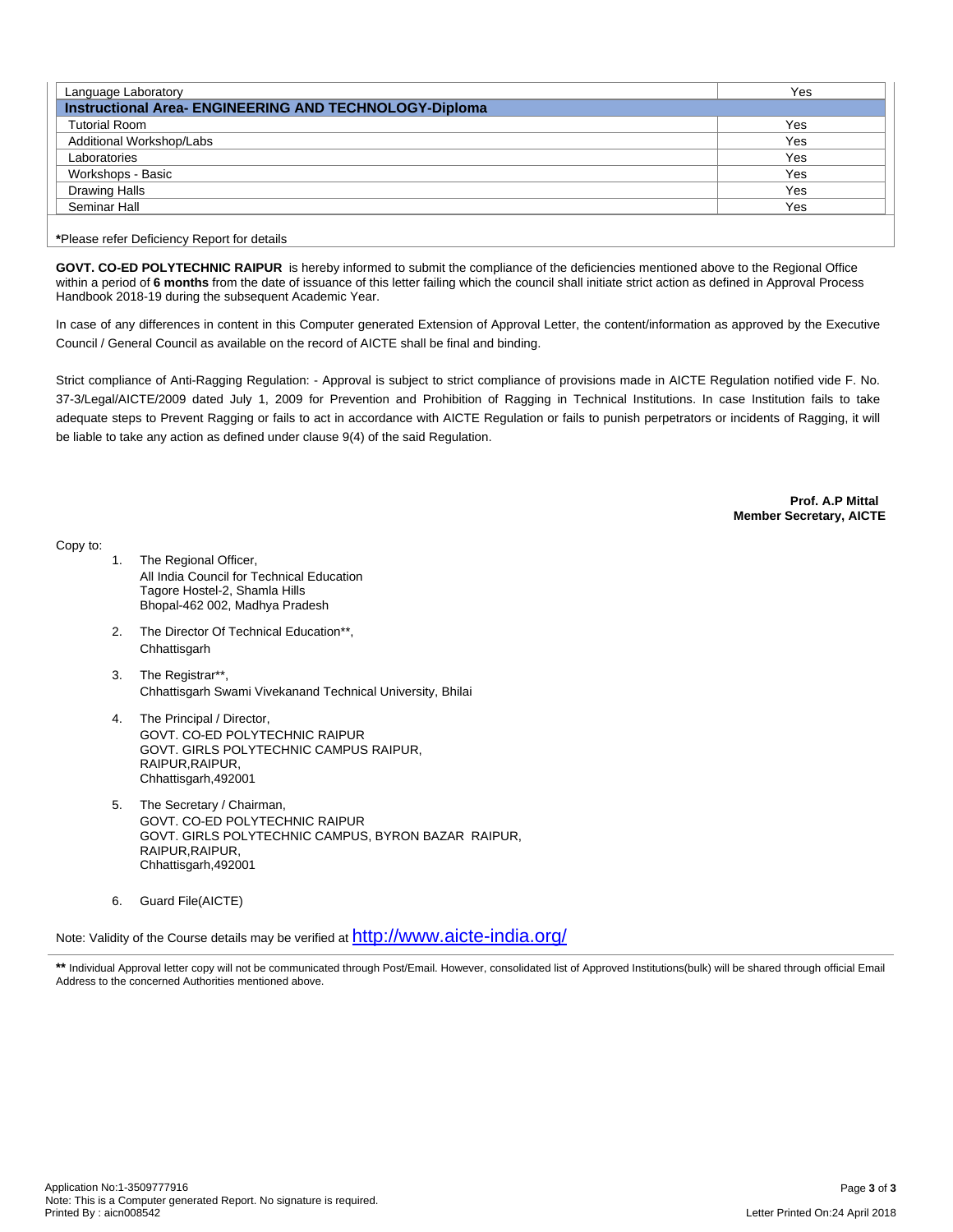| | |
|---|---|
| Language Laboratory | Yes |
| **Instructional Area- ENGINEERING AND TECHNOLOGY-Diploma** | |
| Tutorial Room | Yes |
| Additional Workshop/Labs | Yes |
| Laboratories | Yes |
| Workshops - Basic | Yes |
| Drawing Halls | Yes |
| Seminar Hall | Yes |

***Please refer Deficiency Report for details**

**GOVT. CO-ED POLYTECHNIC RAIPUR** is hereby informed to submit the compliance of the deficiencies mentioned above to the Regional Office within a period of **6 months** from the date of issuance of this letter failing which the council shall initiate strict action as defined in Approval Process Handbook 2018-19 during the subsequent Academic Year.

In case of any differences in content in this Computer generated Extension of Approval Letter, the content/information as approved by the Executive Council / General Council as available on the record of AICTE shall be final and binding.

Strict compliance of Anti-Ragging Regulation: - Approval is subject to strict compliance of provisions made in AICTE Regulation notified vide F. No. 37-3/Legal/AICTE/2009 dated July 1, 2009 for Prevention and Prohibition of Ragging in Technical Institutions. In case Institution fails to take adequate steps to Prevent Ragging or fails to act in accordance with AICTE Regulation or fails to punish perpetrators or incidents of Ragging, it will be liable to take any action as defined under clause 9(4) of the said Regulation.

**Prof. A.P Mittal**
**Member Secretary, AICTE**

Copy to:

1. The Regional Officer,
   All India Council for Technical Education
   Tagore Hostel-2, Shamla Hills
   Bhopal-462 002, Madhya Pradesh

2. The Director Of Technical Education**,
   Chhattisgarh

3. The Registrar**,
   Chhattisgarh Swami Vivekanand Technical University, Bhilai

4. The Principal / Director,
   GOVT. CO-ED POLYTECHNIC RAIPUR
   GOVT. GIRLS POLYTECHNIC CAMPUS RAIPUR,
   RAIPUR,RAIPUR,
   Chhattisgarh,492001

5. The Secretary / Chairman,
   GOVT. CO-ED POLYTECHNIC RAIPUR
   GOVT. GIRLS POLYTECHNIC CAMPUS, BYRON BAZAR RAIPUR,
   RAIPUR,RAIPUR,
   Chhattisgarh,492001

6. Guard File(AICTE)

Note: Validity of the Course details may be verified at http://www.aicte-india.org/

**** Individual Approval letter copy will not be communicated through Post/Email. However, consolidated list of Approved Institutions(bulk) will be shared through official Email Address to the concerned Authorities mentioned above.

Application No:1-3509777916
Note: This is a Computer generated Report. No signature is required.
Printed By : aicn008542

Letter Printed On:24 April 2018